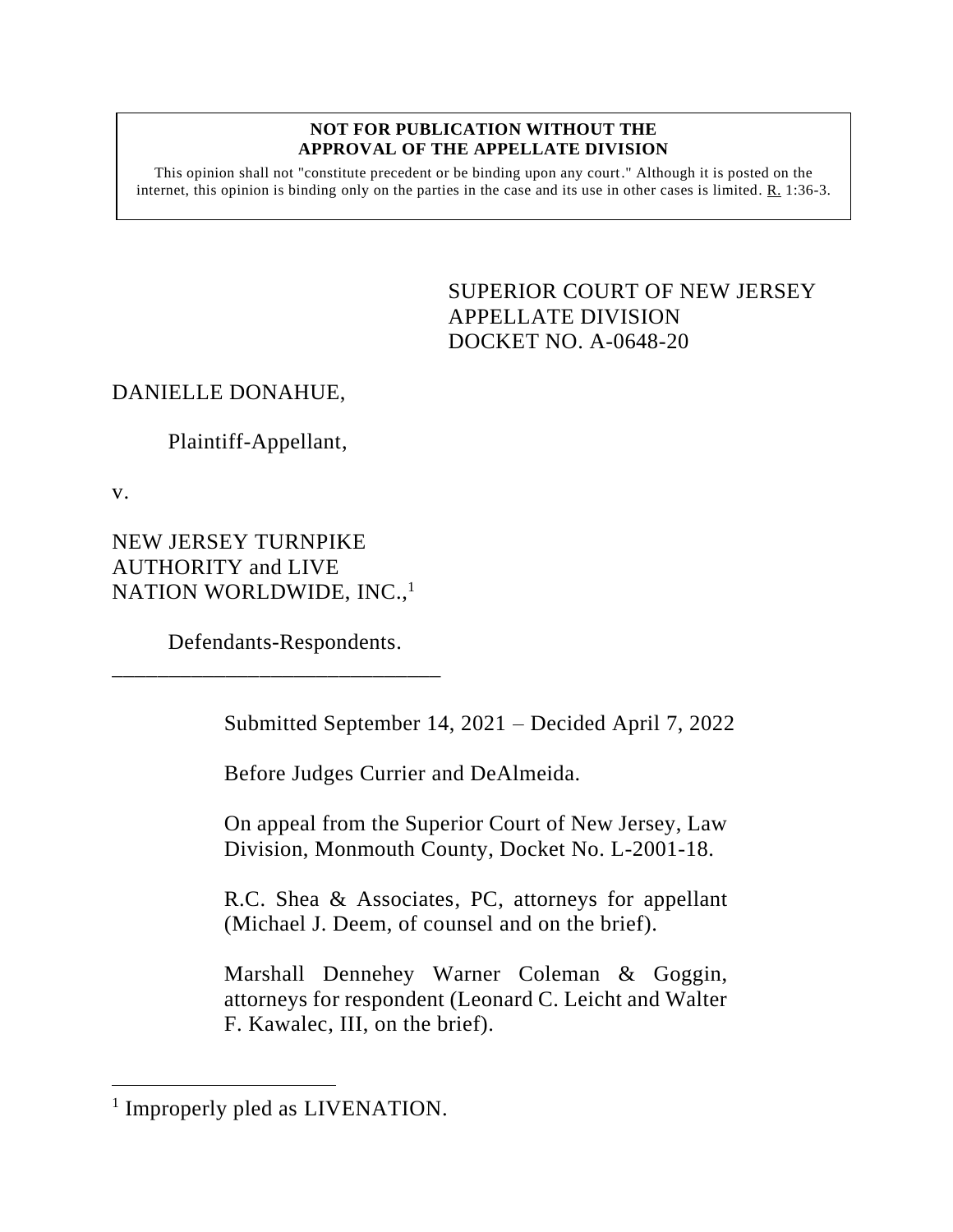**NOT FOR PUBLICATION WITHOUT THE APPROVAL OF THE APPELLATE DIVISION**

This opinion shall not "constitute precedent or be binding upon any court." Although it is posted on the internet, this opinion is binding only on the parties in the case and its use in other cases is limited. R. 1:36-3.

SUPERIOR COURT OF NEW JERSEY
APPELLATE DIVISION
DOCKET NO. A-0648-20

DANIELLE DONAHUE,

Plaintiff-Appellant,

v.

NEW JERSEY TURNPIKE AUTHORITY and LIVE NATION WORLDWIDE, INC.,[1]

Defendants-Respondents.

\_\_\_\_\_\_\_\_\_\_\_\_\_\_\_\_\_\_\_\_\_\_\_\_\_\_\_\_\_\_

Submitted September 14, 2021 – Decided April 7, 2022

Before Judges Currier and DeAlmeida.

On appeal from the Superior Court of New Jersey, Law Division, Monmouth County, Docket No. L-2001-18.

R.C. Shea & Associates, PC, attorneys for appellant (Michael J. Deem, of counsel and on the brief).

Marshall Dennehey Warner Coleman & Goggin, attorneys for respondent (Leonard C. Leicht and Walter F. Kawalec, III, on the brief).

---

[1] Improperly pled as LIVENATION.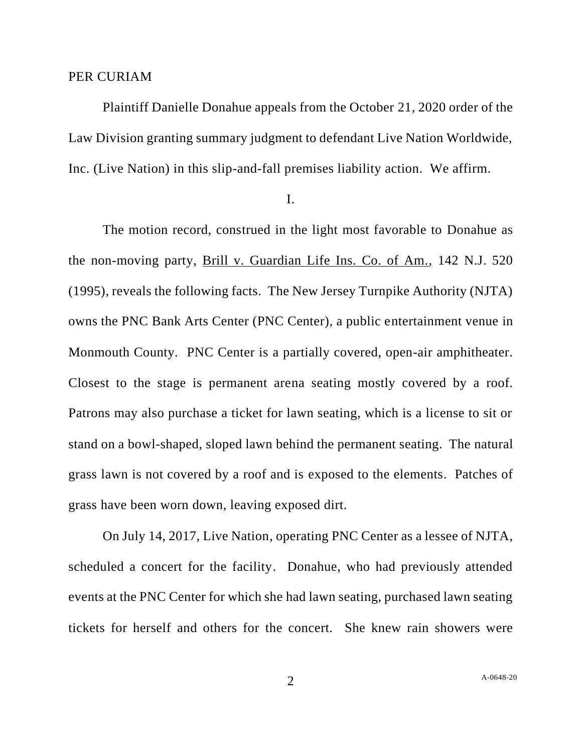PER CURIAM

Plaintiff Danielle Donahue appeals from the October 21, 2020 order of the Law Division granting summary judgment to defendant Live Nation Worldwide, Inc. (Live Nation) in this slip-and-fall premises liability action. We affirm.

I.

The motion record, construed in the light most favorable to Donahue as the non-moving party, Brill v. Guardian Life Ins. Co. of Am., 142 N.J. 520 (1995), reveals the following facts. The New Jersey Turnpike Authority (NJTA) owns the PNC Bank Arts Center (PNC Center), a public entertainment venue in Monmouth County. PNC Center is a partially covered, open-air amphitheater. Closest to the stage is permanent arena seating mostly covered by a roof. Patrons may also purchase a ticket for lawn seating, which is a license to sit or stand on a bowl-shaped, sloped lawn behind the permanent seating. The natural grass lawn is not covered by a roof and is exposed to the elements. Patches of grass have been worn down, leaving exposed dirt.

On July 14, 2017, Live Nation, operating PNC Center as a lessee of NJTA, scheduled a concert for the facility. Donahue, who had previously attended events at the PNC Center for which she had lawn seating, purchased lawn seating tickets for herself and others for the concert. She knew rain showers were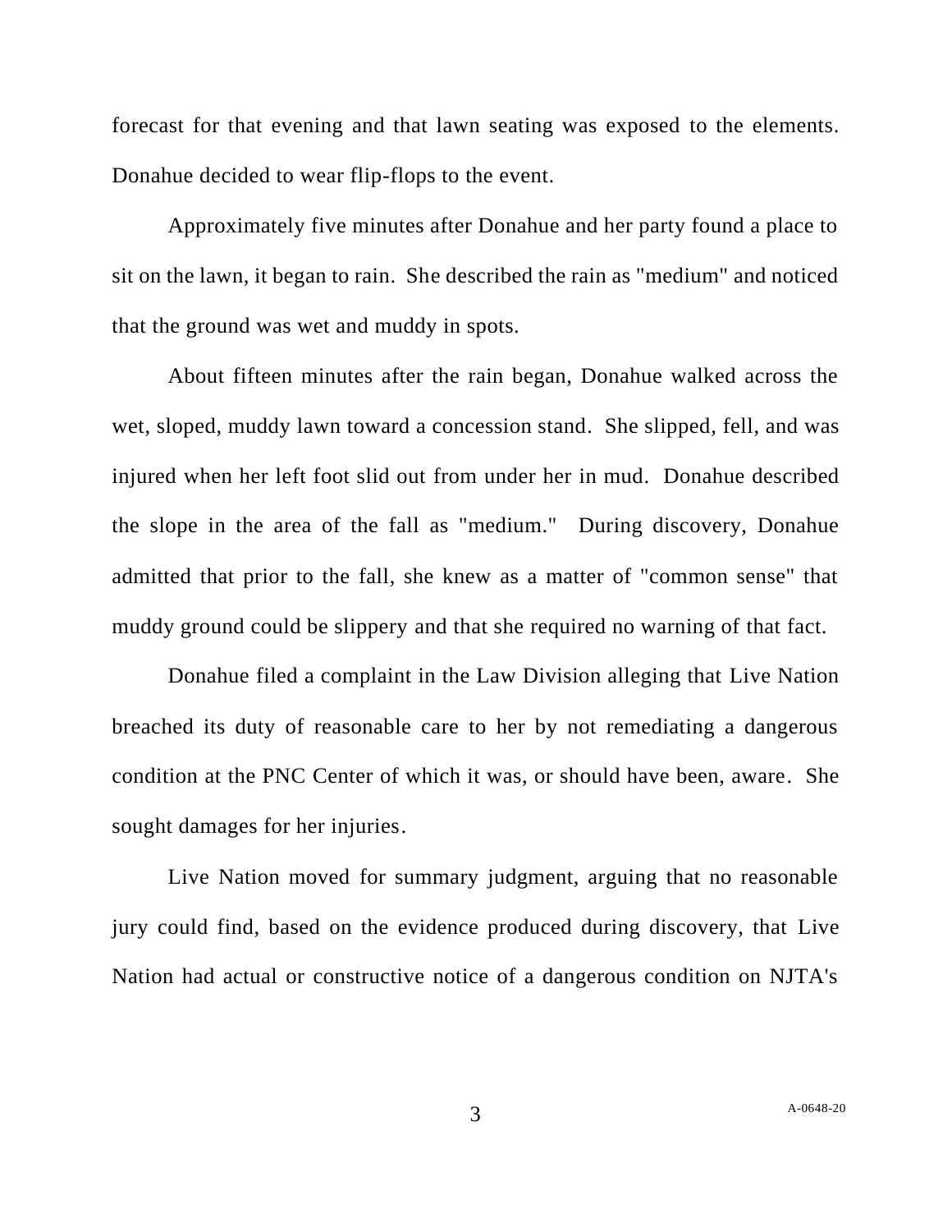forecast for that evening and that lawn seating was exposed to the elements. Donahue decided to wear flip-flops to the event.

Approximately five minutes after Donahue and her party found a place to sit on the lawn, it began to rain. She described the rain as "medium" and noticed that the ground was wet and muddy in spots.

About fifteen minutes after the rain began, Donahue walked across the wet, sloped, muddy lawn toward a concession stand. She slipped, fell, and was injured when her left foot slid out from under her in mud. Donahue described the slope in the area of the fall as "medium." During discovery, Donahue admitted that prior to the fall, she knew as a matter of "common sense" that muddy ground could be slippery and that she required no warning of that fact.

Donahue filed a complaint in the Law Division alleging that Live Nation breached its duty of reasonable care to her by not remediating a dangerous condition at the PNC Center of which it was, or should have been, aware. She sought damages for her injuries.

Live Nation moved for summary judgment, arguing that no reasonable jury could find, based on the evidence produced during discovery, that Live Nation had actual or constructive notice of a dangerous condition on NJTA's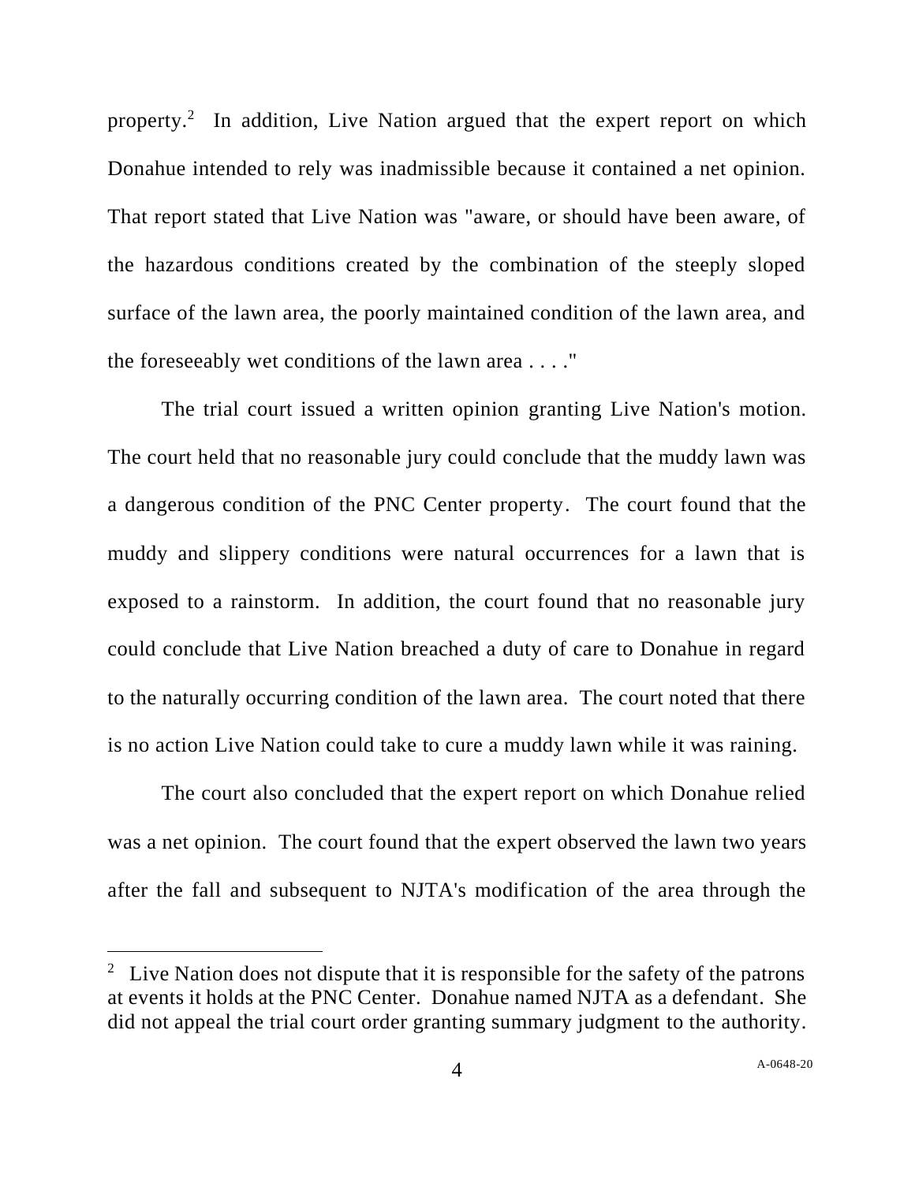property.[2] In addition, Live Nation argued that the expert report on which Donahue intended to rely was inadmissible because it contained a net opinion. That report stated that Live Nation was "aware, or should have been aware, of the hazardous conditions created by the combination of the steeply sloped surface of the lawn area, the poorly maintained condition of the lawn area, and the foreseeably wet conditions of the lawn area . . . ."

The trial court issued a written opinion granting Live Nation's motion. The court held that no reasonable jury could conclude that the muddy lawn was a dangerous condition of the PNC Center property. The court found that the muddy and slippery conditions were natural occurrences for a lawn that is exposed to a rainstorm. In addition, the court found that no reasonable jury could conclude that Live Nation breached a duty of care to Donahue in regard to the naturally occurring condition of the lawn area. The court noted that there is no action Live Nation could take to cure a muddy lawn while it was raining.

The court also concluded that the expert report on which Donahue relied was a net opinion. The court found that the expert observed the lawn two years after the fall and subsequent to NJTA's modification of the area through the

---

[2] Live Nation does not dispute that it is responsible for the safety of the patrons at events it holds at the PNC Center. Donahue named NJTA as a defendant. She did not appeal the trial court order granting summary judgment to the authority.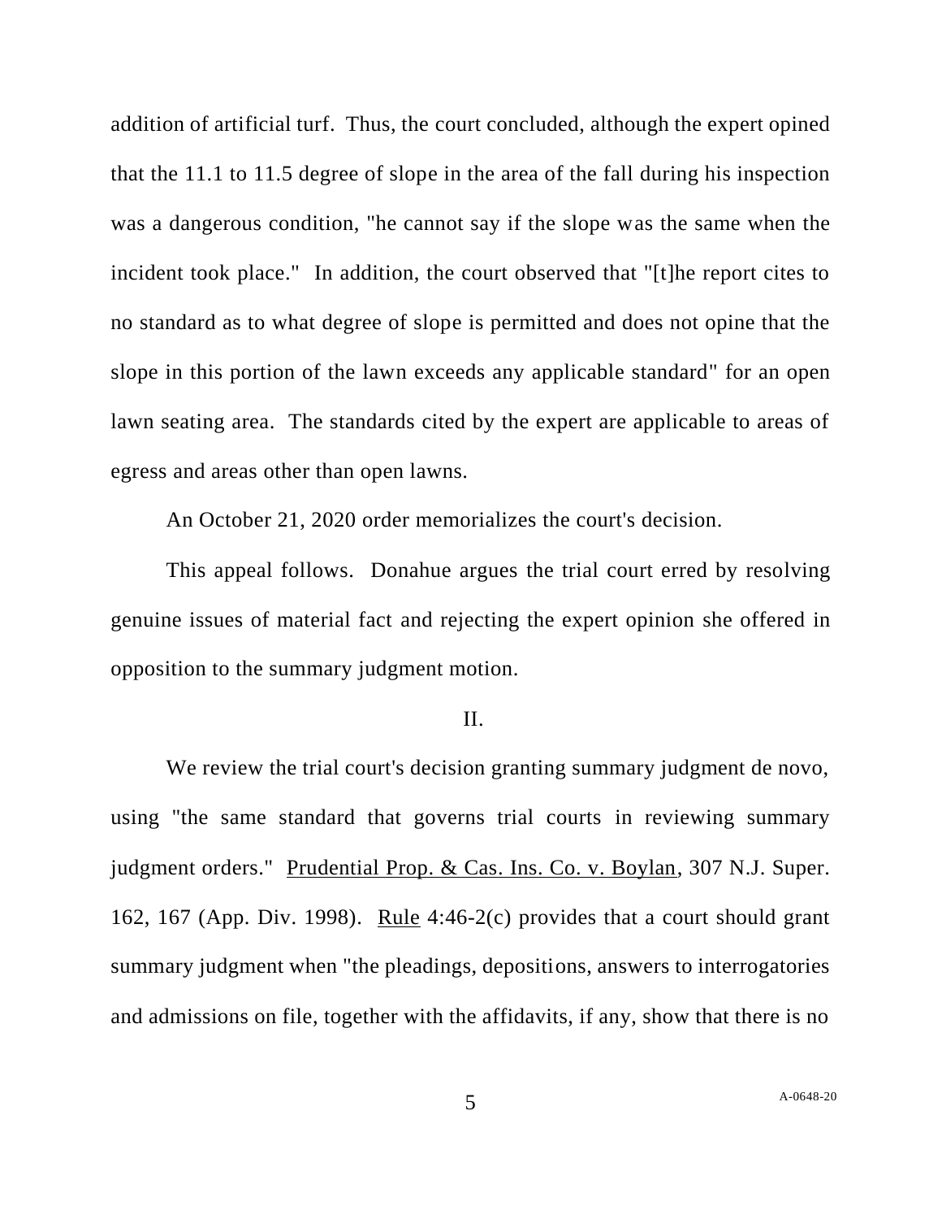addition of artificial turf. Thus, the court concluded, although the expert opined that the 11.1 to 11.5 degree of slope in the area of the fall during his inspection was a dangerous condition, "he cannot say if the slope was the same when the incident took place." In addition, the court observed that "[t]he report cites to no standard as to what degree of slope is permitted and does not opine that the slope in this portion of the lawn exceeds any applicable standard" for an open lawn seating area. The standards cited by the expert are applicable to areas of egress and areas other than open lawns.

An October 21, 2020 order memorializes the court's decision.

This appeal follows. Donahue argues the trial court erred by resolving genuine issues of material fact and rejecting the expert opinion she offered in opposition to the summary judgment motion.

## II.

We review the trial court's decision granting summary judgment de novo, using "the same standard that governs trial courts in reviewing summary judgment orders." Prudential Prop. & Cas. Ins. Co. v. Boylan, 307 N.J. Super. 162, 167 (App. Div. 1998). Rule 4:46-2(c) provides that a court should grant summary judgment when "the pleadings, depositions, answers to interrogatories and admissions on file, together with the affidavits, if any, show that there is no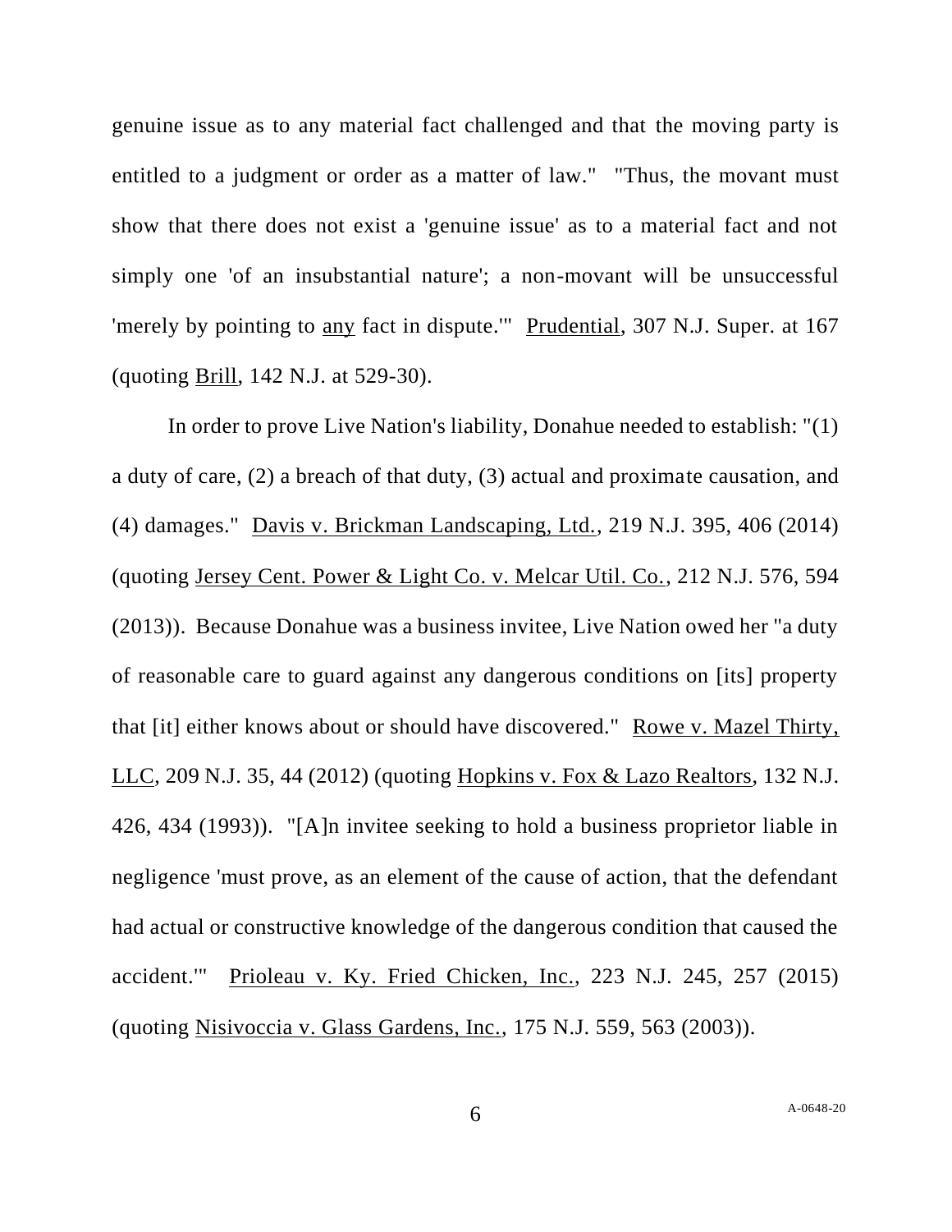genuine issue as to any material fact challenged and that the moving party is entitled to a judgment or order as a matter of law." "Thus, the movant must show that there does not exist a 'genuine issue' as to a material fact and not simply one 'of an insubstantial nature'; a non-movant will be unsuccessful 'merely by pointing to any fact in dispute.'" Prudential, 307 N.J. Super. at 167 (quoting Brill, 142 N.J. at 529-30).

In order to prove Live Nation's liability, Donahue needed to establish: "(1) a duty of care, (2) a breach of that duty, (3) actual and proximate causation, and (4) damages." Davis v. Brickman Landscaping, Ltd., 219 N.J. 395, 406 (2014) (quoting Jersey Cent. Power & Light Co. v. Melcar Util. Co., 212 N.J. 576, 594 (2013)). Because Donahue was a business invitee, Live Nation owed her "a duty of reasonable care to guard against any dangerous conditions on [its] property that [it] either knows about or should have discovered." Rowe v. Mazel Thirty, LLC, 209 N.J. 35, 44 (2012) (quoting Hopkins v. Fox & Lazo Realtors, 132 N.J. 426, 434 (1993)). "[A]n invitee seeking to hold a business proprietor liable in negligence 'must prove, as an element of the cause of action, that the defendant had actual or constructive knowledge of the dangerous condition that caused the accident.'" Prioleau v. Ky. Fried Chicken, Inc., 223 N.J. 245, 257 (2015) (quoting Nisivoccia v. Glass Gardens, Inc., 175 N.J. 559, 563 (2003)).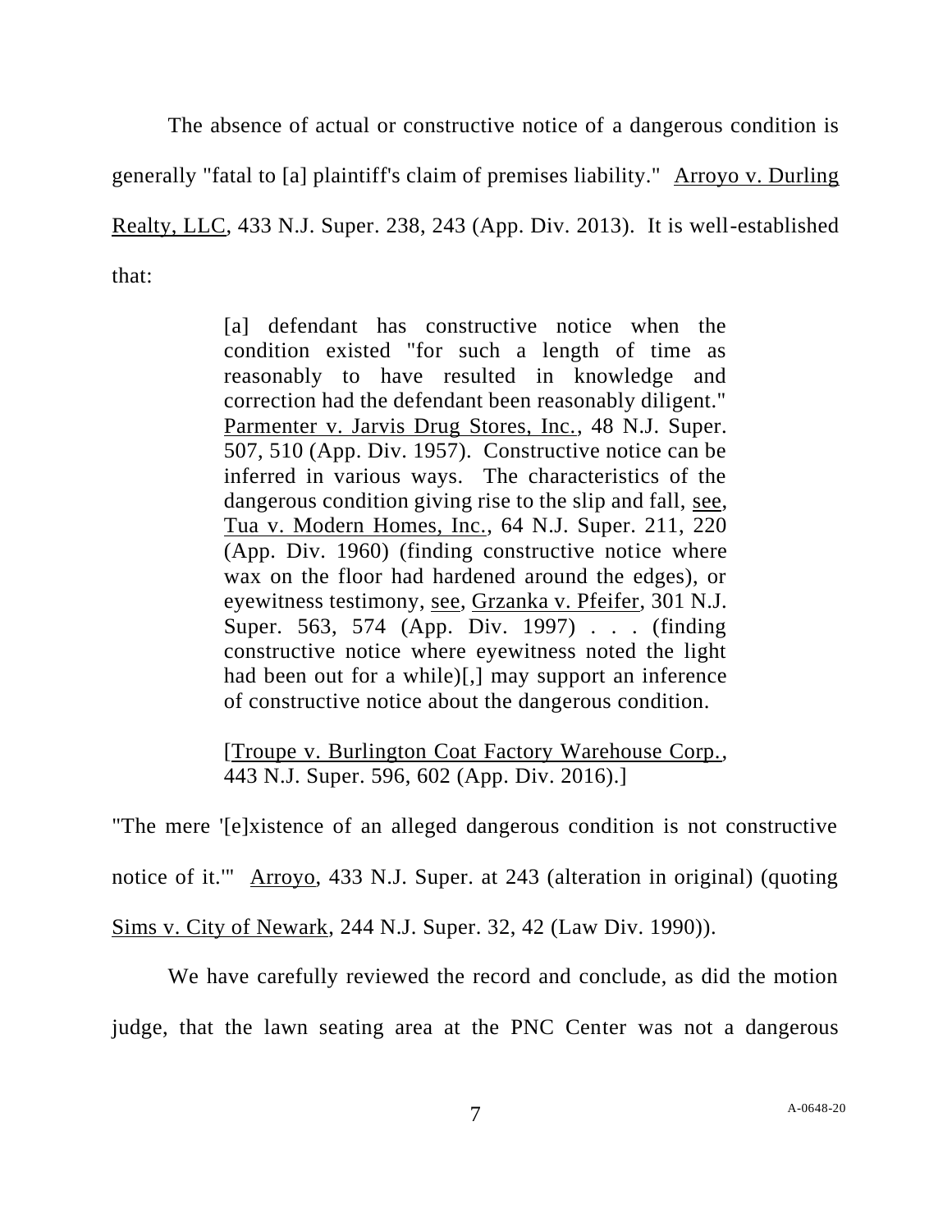The absence of actual or constructive notice of a dangerous condition is generally "fatal to [a] plaintiff's claim of premises liability." Arroyo v. Durling Realty, LLC, 433 N.J. Super. 238, 243 (App. Div. 2013). It is well-established that:

> [a] defendant has constructive notice when the condition existed "for such a length of time as reasonably to have resulted in knowledge and correction had the defendant been reasonably diligent." Parmenter v. Jarvis Drug Stores, Inc., 48 N.J. Super. 507, 510 (App. Div. 1957). Constructive notice can be inferred in various ways. The characteristics of the dangerous condition giving rise to the slip and fall, see, Tua v. Modern Homes, Inc., 64 N.J. Super. 211, 220 (App. Div. 1960) (finding constructive notice where wax on the floor had hardened around the edges), or eyewitness testimony, see, Grzanka v. Pfeifer, 301 N.J. Super. 563, 574 (App. Div. 1997) . . . (finding constructive notice where eyewitness noted the light had been out for a while)[,] may support an inference of constructive notice about the dangerous condition.
>
> [Troupe v. Burlington Coat Factory Warehouse Corp., 443 N.J. Super. 596, 602 (App. Div. 2016).]

"The mere '[e]xistence of an alleged dangerous condition is not constructive notice of it.'" Arroyo, 433 N.J. Super. at 243 (alteration in original) (quoting Sims v. City of Newark, 244 N.J. Super. 32, 42 (Law Div. 1990)).

We have carefully reviewed the record and conclude, as did the motion judge, that the lawn seating area at the PNC Center was not a dangerous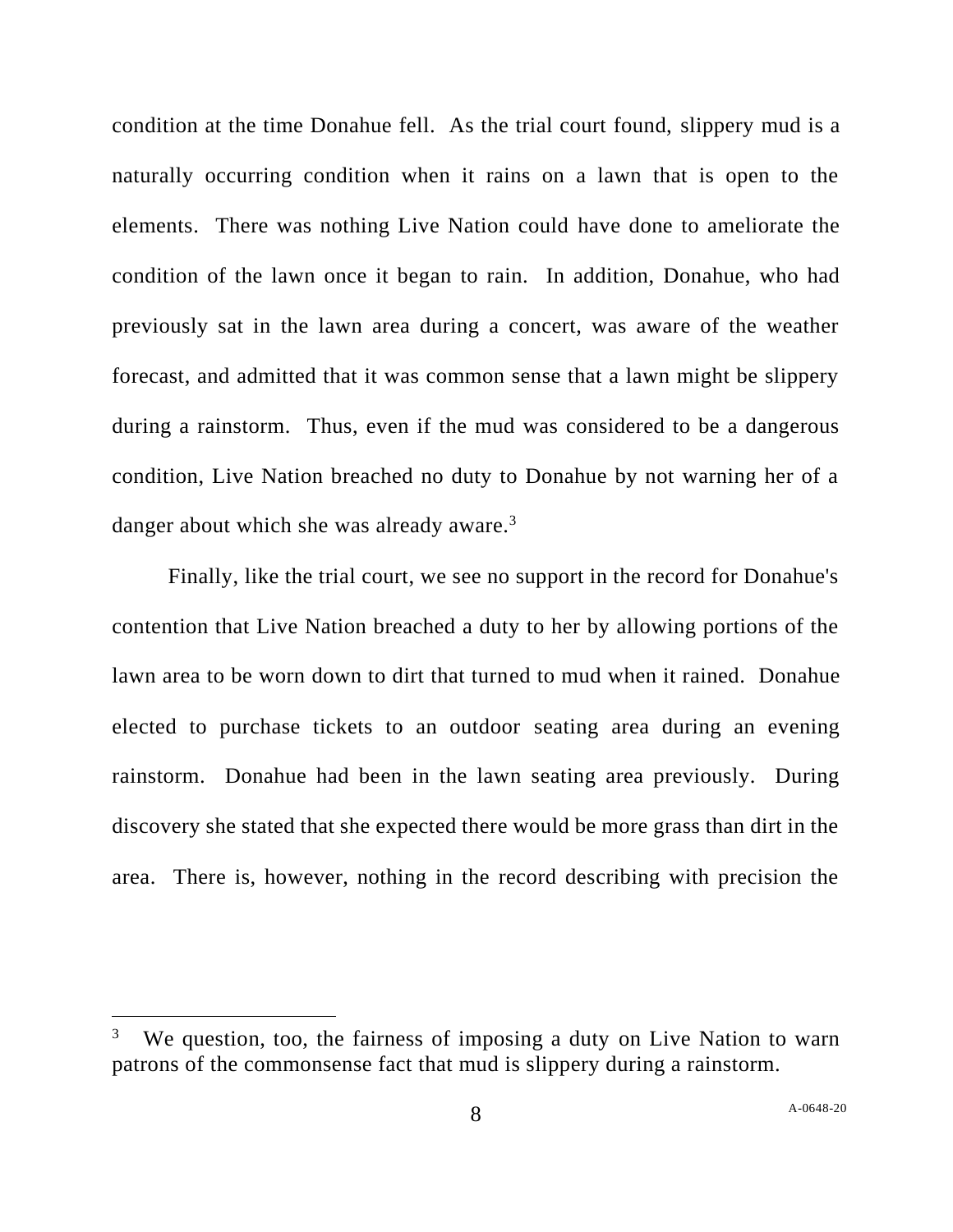condition at the time Donahue fell. As the trial court found, slippery mud is a naturally occurring condition when it rains on a lawn that is open to the elements. There was nothing Live Nation could have done to ameliorate the condition of the lawn once it began to rain. In addition, Donahue, who had previously sat in the lawn area during a concert, was aware of the weather forecast, and admitted that it was common sense that a lawn might be slippery during a rainstorm. Thus, even if the mud was considered to be a dangerous condition, Live Nation breached no duty to Donahue by not warning her of a danger about which she was already aware.[3]

Finally, like the trial court, we see no support in the record for Donahue's contention that Live Nation breached a duty to her by allowing portions of the lawn area to be worn down to dirt that turned to mud when it rained. Donahue elected to purchase tickets to an outdoor seating area during an evening rainstorm. Donahue had been in the lawn seating area previously. During discovery she stated that she expected there would be more grass than dirt in the area. There is, however, nothing in the record describing with precision the

---

[3] We question, too, the fairness of imposing a duty on Live Nation to warn patrons of the commonsense fact that mud is slippery during a rainstorm.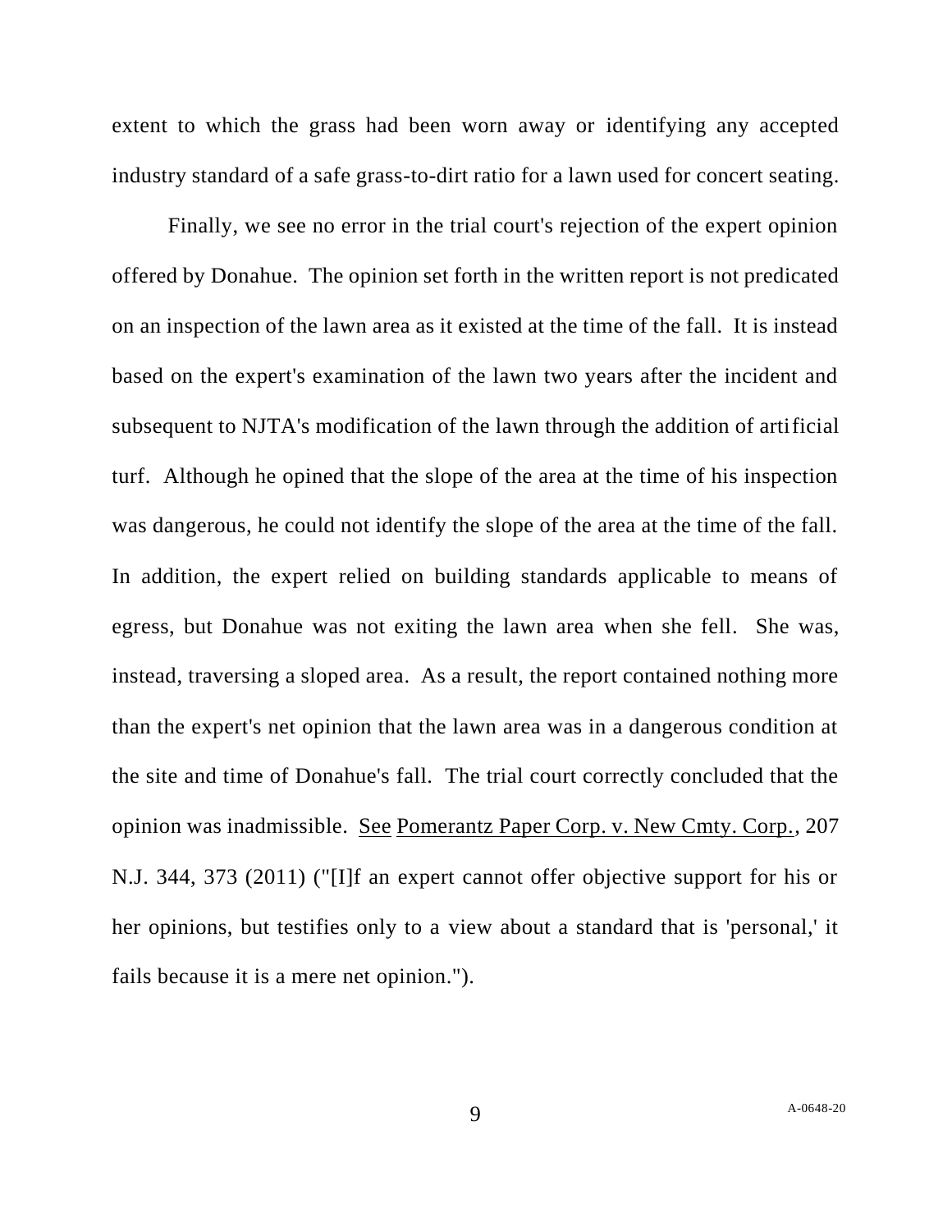extent to which the grass had been worn away or identifying any accepted industry standard of a safe grass-to-dirt ratio for a lawn used for concert seating.

Finally, we see no error in the trial court's rejection of the expert opinion offered by Donahue. The opinion set forth in the written report is not predicated on an inspection of the lawn area as it existed at the time of the fall. It is instead based on the expert's examination of the lawn two years after the incident and subsequent to NJTA's modification of the lawn through the addition of artificial turf. Although he opined that the slope of the area at the time of his inspection was dangerous, he could not identify the slope of the area at the time of the fall. In addition, the expert relied on building standards applicable to means of egress, but Donahue was not exiting the lawn area when she fell. She was, instead, traversing a sloped area. As a result, the report contained nothing more than the expert's net opinion that the lawn area was in a dangerous condition at the site and time of Donahue's fall. The trial court correctly concluded that the opinion was inadmissible. See Pomerantz Paper Corp. v. New Cmty. Corp., 207 N.J. 344, 373 (2011) ("[I]f an expert cannot offer objective support for his or her opinions, but testifies only to a view about a standard that is 'personal,' it fails because it is a mere net opinion.").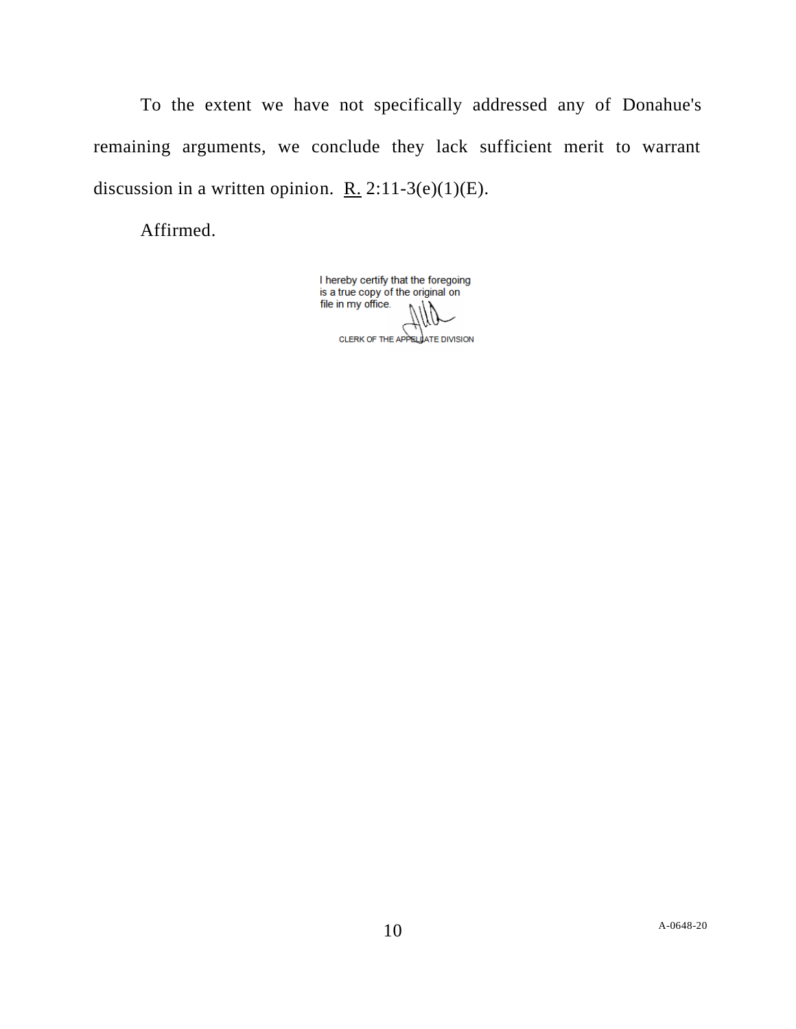To the extent we have not specifically addressed any of Donahue's remaining arguments, we conclude they lack sufficient merit to warrant discussion in a written opinion. R. 2:11-3(e)(1)(E).

Affirmed.

I hereby certify that the foregoing is a true copy of the original on file in my office.

CLERK OF THE APPELLATE DIVISION